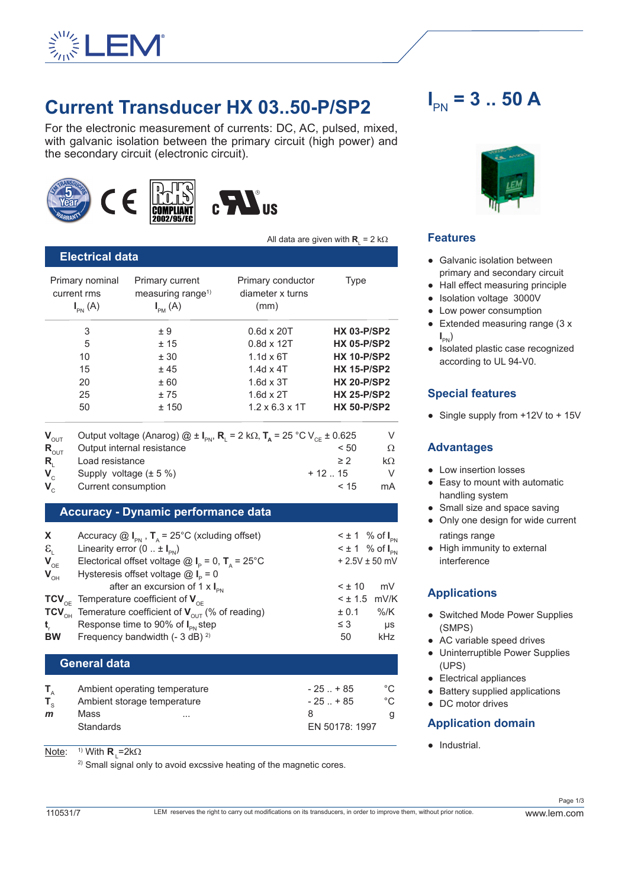# Current Transducer HX 03..50-P/SP2

## $I_{PN}$ = 3 .. 50 A

For the electronic measurement of currents: DC, AC, pulsed, mixed, with galvanic isolation between the primary circuit (high power) and the secondary circuit (electronic circuit).

All data are given with $R_L$ = 2 kΩ

## Electrical data

| Primary nominal current rms $I_{PN}$ (A) | Primary current measuring range[1] $I_{PM}$ (A) | Primary conductor diameter x turns (mm) | Type |
|---|---|---|---|
| 3 | ± 9 | 0.6d x 20T | **HX 03-P/SP2** |
| 5 | ± 15 | 0.8d x 12T | **HX 05-P/SP2** |
| 10 | ± 30 | 1.1d x 6T | **HX 10-P/SP2** |
| 15 | ± 45 | 1.4d x 4T | **HX 15-P/SP2** |
| 20 | ± 60 | 1.6d x 3T | **HX 20-P/SP2** |
| 25 | ± 75 | 1.6d x 2T | **HX 25-P/SP2** |
| 50 | ± 150 | 1.2 x 6.3 x 1T | **HX 50-P/SP2** |

| Symbol | Parameter | Value | Unit |
|---|---|---|---|
| $V_{OUT}$ | Output voltage (Anarog) @ ± $I_{PN}$, $R_L$ = 2 kΩ, $T_A$ = 25 °C | $V_{CE}$ ± 0.625 | V |
| $R_{OUT}$ | Output internal resistance | < 50 | Ω |
| $R_L$ | Load resistance | ≥ 2 | kΩ |
| $V_C$ | Supply voltage (± 5 %) | + 12 .. 15 | V |
| $V_C$ | Current consumption | < 15 | mA |

## Accuracy - Dynamic performance data

| Symbol | Parameter | Value | Unit |
|---|---|---|---|
| **X** | Accuracy @ $I_{PN}$, $T_A$ = 25°C (xcluding offset) | < ± 1 | % of $I_{PN}$ |
| $\varepsilon_L$ | Linearity error (0 .. ± $I_{PN}$) | < ± 1 | % of $I_{PN}$ |
| $V_{OE}$ | Electorical offset voltage @ $I_P$ = 0, $T_A$ = 25°C | + 2.5V ± 50 | mV |
| $V_{OH}$ | Hysteresis offset voltage @ $I_P$ = 0 after an excursion of 1 x $I_{PN}$ | < ± 10 | mV |
| $TCV_{OE}$ | Temperature coefficient of $V_{OE}$ | < ± 1.5 | mV/K |
| $TCV_{OH}$ | Teperature coefficient of $V_{OUT}$ (% of reading) | ± 0.1 | %/K |
| $t_r$ | Response time to 90% of $I_{PN}$ step | ≤ 3 | µs |
| **BW** | Frequency bandwidth (- 3 dB) [2] | 50 | kHz |

## General data

| Symbol | Parameter | Value | Unit |
|---|---|---|---|
| $T_A$ | Ambient operating temperature | - 25 .. + 85 | °C |
| $T_S$ | Ambient storage temperature | - 25 .. + 85 | °C |
| *m* | Mass | 8 | g |
| | Standards | EN 50178: 1997 | |

Note: [1] With $R_L$=2kΩ

[2] Small signal only to avoid excssive heating of the magnetic cores.

## Features

- Galvanic isolation between primary and secondary circuit
- Hall effect measuring principle
- Isolation voltage 3000V
- Low power consumption
- Extended measuring range (3 x $I_{PN}$)
- Isolated plastic case recognized according to UL 94-V0.

## Special features

- Single supply from +12V to + 15V

## Advantages

- Low insertion losses
- Easy to mount with automatic handling system
- Small size and space saving
- Only one design for wide current ratings range
- High immunity to external interference

## Applications

- Switched Mode Power Supplies (SMPS)
- AC variable speed drives
- Uninterruptible Power Supplies (UPS)
- Electrical appliances
- Battery supplied applications
- DC motor drives

## Application domain

- Industrial.

110531/7 LEM reserves the right to carry out modifications on its transducers, in order to improve them, without prior notice. www.lem.com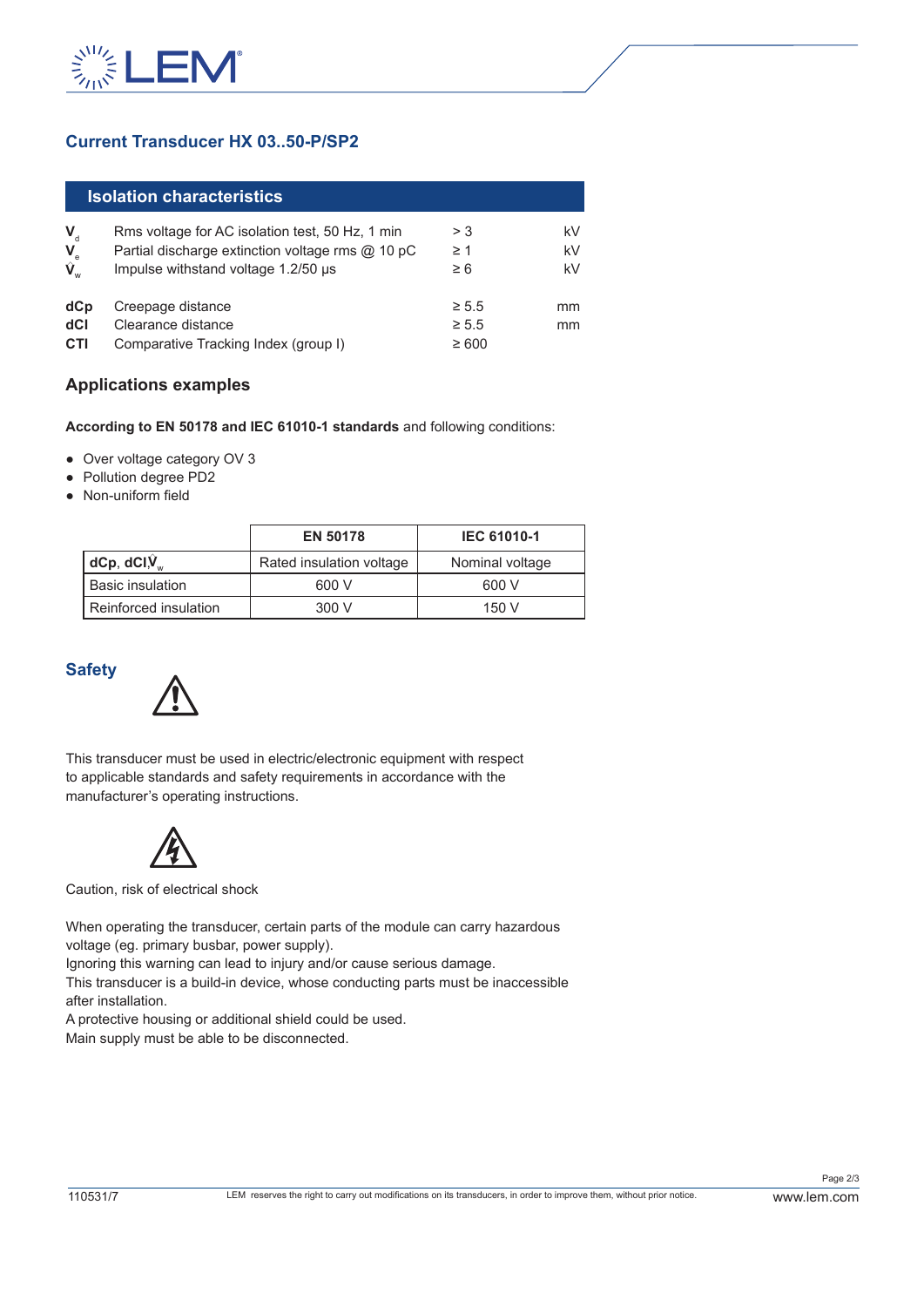## Current Transducer HX 03..50-P/SP2

### Isolation characteristics

| | | | |
|---|---|---|---|
| $V_d$ | Rms voltage for AC isolation test, 50 Hz, 1 min | > 3 | kV |
| $V_e$ | Partial discharge extinction voltage rms @ 10 pC | ≥ 1 | kV |
| $\hat{V}_w$ | Impulse withstand voltage 1.2/50 µs | ≥ 6 | kV |
| **dCp** | Creepage distance | ≥ 5.5 | mm |
| **dCI** | Clearance distance | ≥ 5.5 | mm |
| **CTI** | Comparative Tracking Index (group I) | ≥ 600 | |

### Applications examples

**According to EN 50178 and IEC 61010-1 standards** and following conditions:

- Over voltage category OV 3
- Pollution degree PD2
- Non-uniform field

| | EN 50178 | IEC 61010-1 |
|---|---|---|
| **dCp**, **dCI**, $\hat{V}_w$ | Rated insulation voltage | Nominal voltage |
| Basic insulation | 600 V | 600 V |
| Reinforced insulation | 300 V | 150 V |

### Safety

This transducer must be used in electric/electronic equipment with respect to applicable standards and safety requirements in accordance with the manufacturer's operating instructions.

Caution, risk of electrical shock

When operating the transducer, certain parts of the module can carry hazardous voltage (eg. primary busbar, power supply).
Ignoring this warning can lead to injury and/or cause serious damage.
This transducer is a build-in device, whose conducting parts must be inaccessible after installation.
A protective housing or additional shield could be used.
Main supply must be able to be disconnected.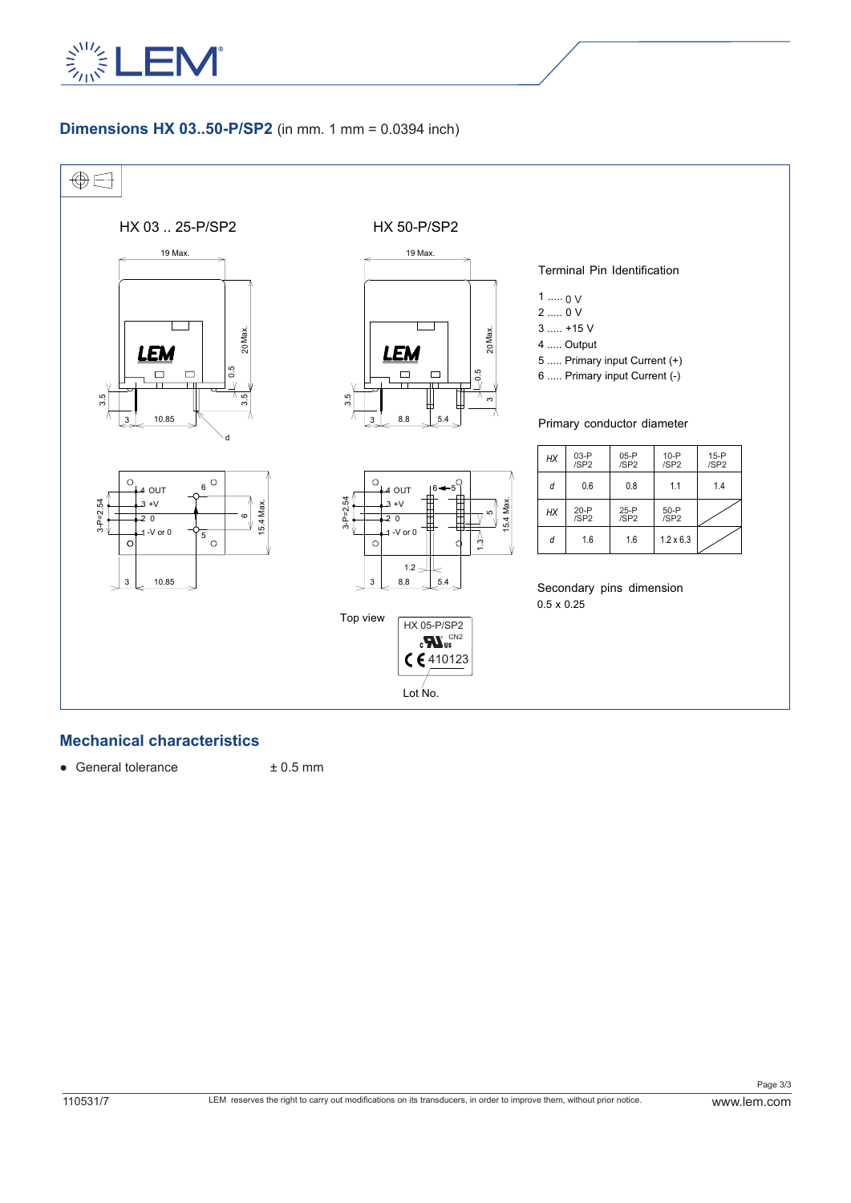## Dimensions HX 03..50-P/SP2 (in mm. 1 mm = 0.0394 inch)

HX 03 .. 25-P/SP2

HX 50-P/SP2

19 Max.

20 Max.

0.5

3.5

3

10.85

8.8

5.4

d

OUT

+V

0

-V or 0

3-P=2.54

15.4 Max.

6

5

1.2

1.3

Top view

HX 05-P/SP2

CN2

410123

Lot No.

Terminal Pin Identification

1 ..... 0 V
2 ..... 0 V
3 ..... +15 V
4 ..... Output
5 ..... Primary input Current (+)
6 ..... Primary input Current (-)

Primary conductor diameter

| HX | 03-P /SP2 | 05-P /SP2 | 10-P /SP2 | 15-P /SP2 |
|---|---|---|---|---|
| d | 0.6 | 0.8 | 1.1 | 1.4 |
| HX | 20-P /SP2 | 25-P /SP2 | 50-P /SP2 | |
| d | 1.6 | 1.6 | 1.2 x 6.3 | |

Secondary pins dimension
0.5 x 0.25

## Mechanical characteristics

- General tolerance ± 0.5 mm

110531/7

LEM reserves the right to carry out modifications on its transducers, in order to improve them, without prior notice.

www.lem.com